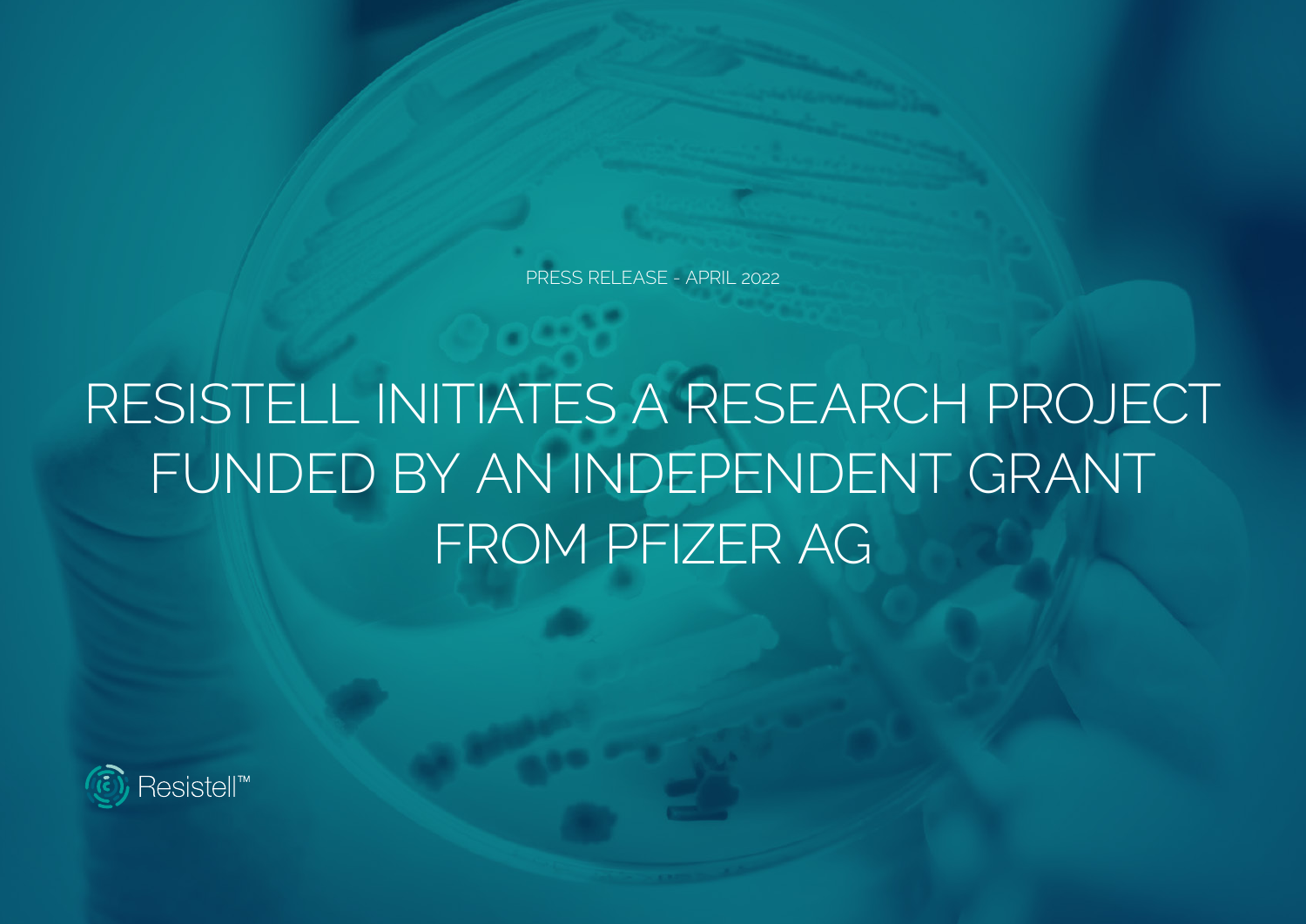PRESS RELEASE - APRIL 2022

# RESISTELL INITIATES A RESEARCH PROJECT FUNDED BY AN INDEPENDENT GRANT FROM PFIZER AG

Resistell™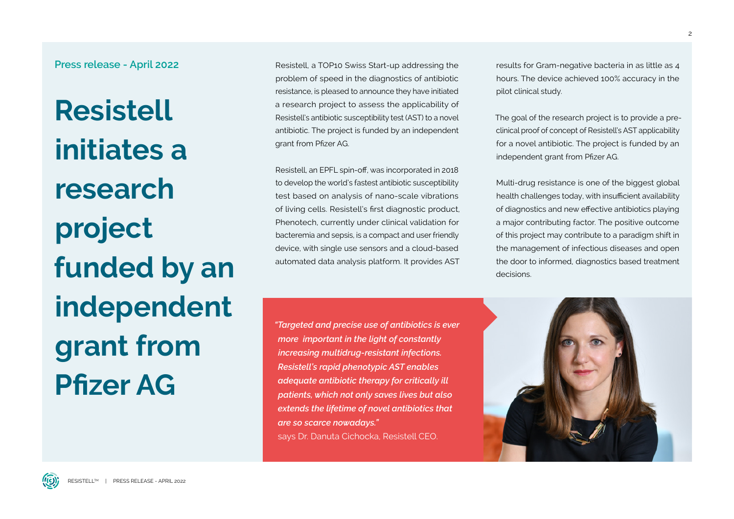Press release - April 2022

# Resistell initiates a research project funded by an independent grant from Pfizer AG

Resistell, a TOP10 Swiss Start-up addressing the problem of speed in the diagnostics of antibiotic resistance, is pleased to announce they have initiated a research project to assess the applicability of Resistell's antibiotic susceptibility test (AST) to a novel antibiotic. The project is funded by an independent grant from Pfizer AG.

Resistell, an EPFL spin-off, was incorporated in 2018 to develop the world's fastest antibiotic susceptibility test based on analysis of nano-scale vibrations of living cells. Resistell's first diagnostic product, Phenotech, currently under clinical validation for bacteremia and sepsis, is a compact and user friendly device, with single use sensors and a cloud-based automated data analysis platform. It provides AST results for Gram-negative bacteria in as little as 4 hours. The device achieved 100% accuracy in the pilot clinical study.

The goal of the research project is to provide a pre-clinical proof of concept of Resistell's AST applicability for a novel antibiotic. The project is funded by an independent grant from Pfizer AG.

Multi-drug resistance is one of the biggest global health challenges today, with insufficient availability of diagnostics and new effective antibiotics playing a major contributing factor. The positive outcome of this project may contribute to a paradigm shift in the management of infectious diseases and open the door to informed, diagnostics based treatment decisions.

***"Targeted and precise use of antibiotics is ever more important in the light of constantly increasing multidrug-resistant infections. Resistell's rapid phenotypic AST enables adequate antibiotic therapy for critically ill patients, which not only saves lives but also extends the lifetime of novel antibiotics that are so scarce nowadays."***
says Dr. Danuta Cichocka, Resistell CEO.